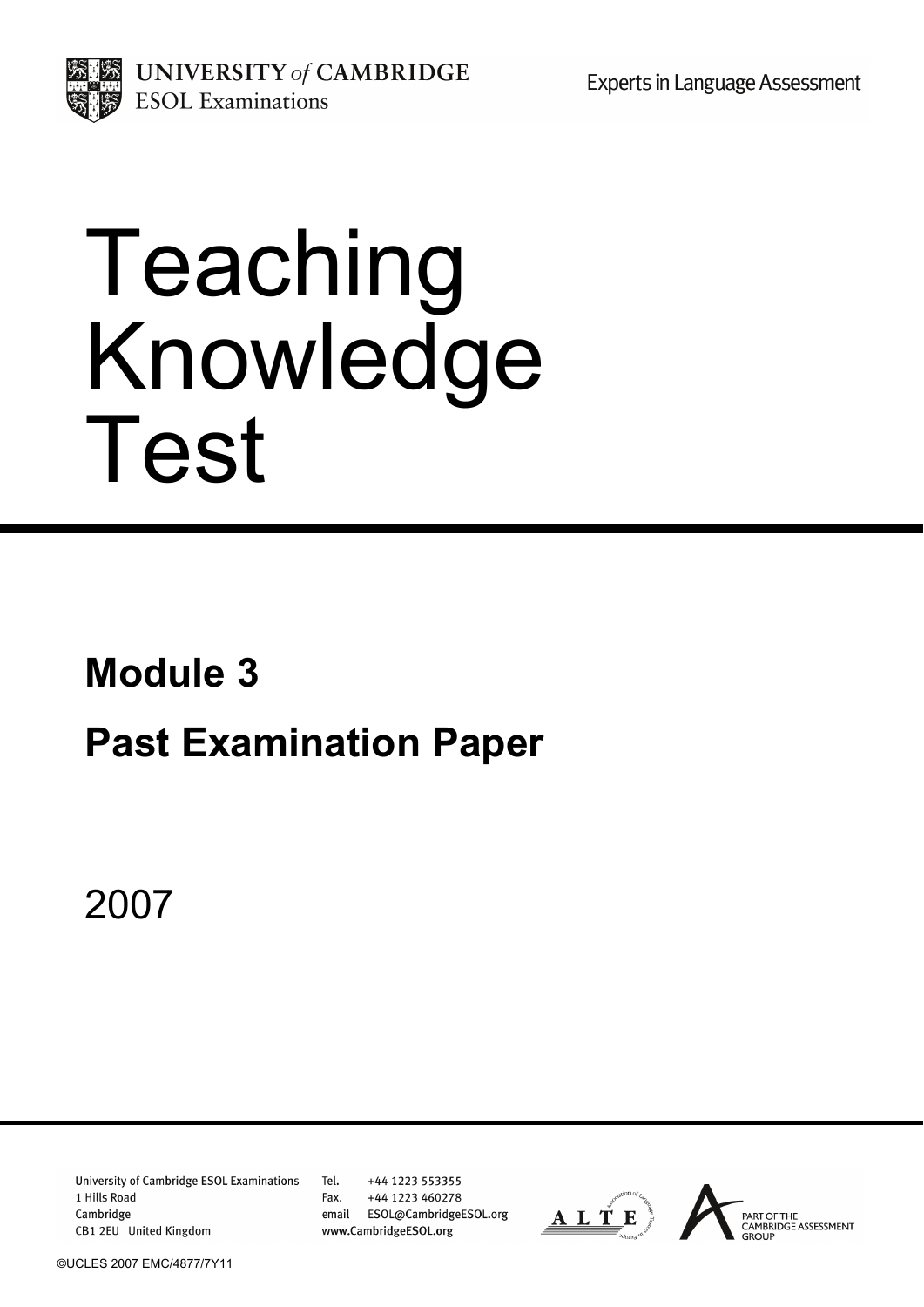UNIVERSITY of CAMBRIDGE
ESOL Examinations

Experts in Language Assessment

# Teaching Knowledge Test

## Module 3

## Past Examination Paper

2007

University of Cambridge ESOL Examinations
1 Hills Road
Cambridge
CB1 2EU United Kingdom

Tel. +44 1223 553355
Fax. +44 1223 460278
email ESOL@CambridgeESOL.org
www.CambridgeESOL.org

PART OF THE CAMBRIDGE ASSESSMENT GROUP

©UCLES 2007 EMC/4877/7Y11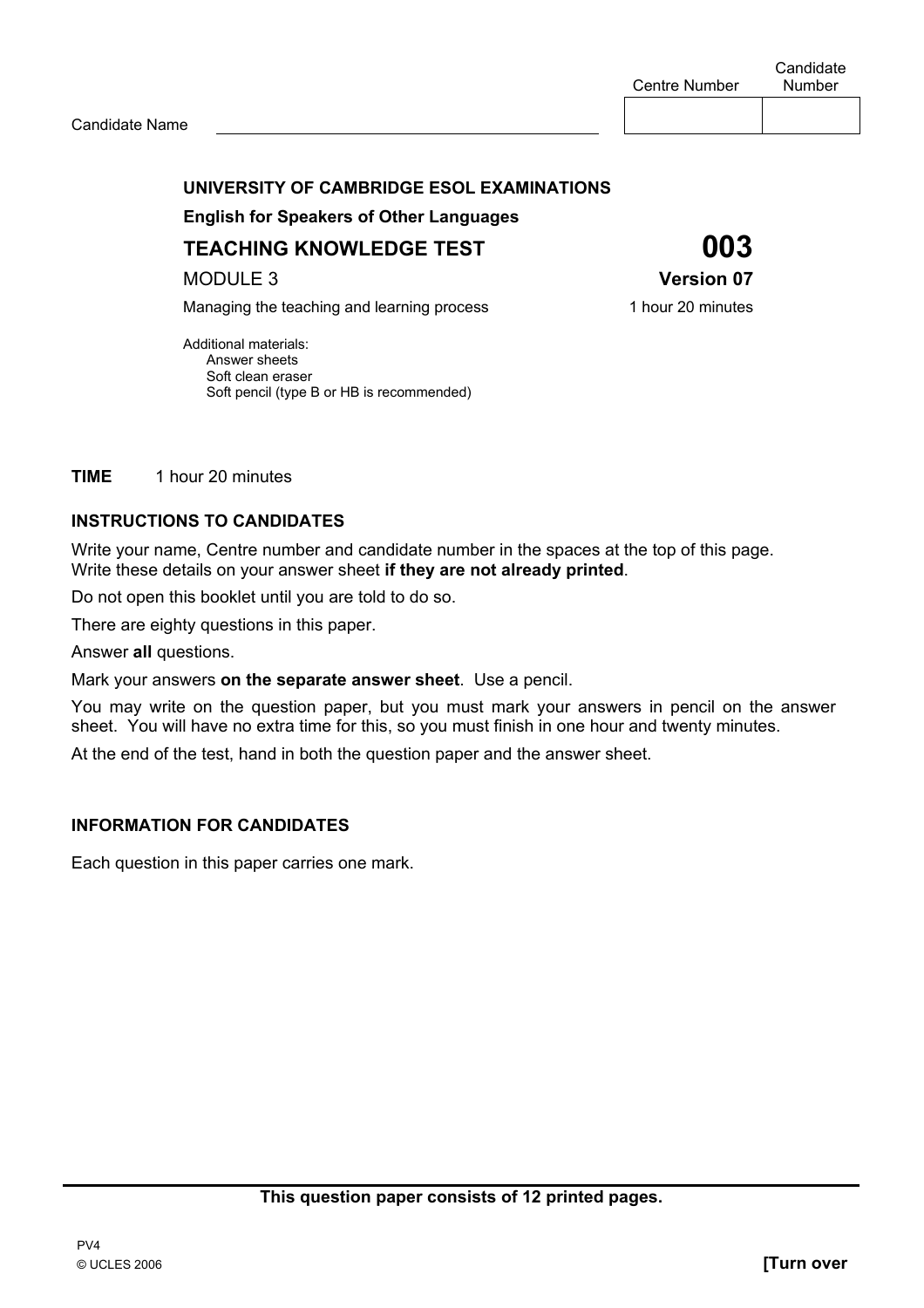| | Centre Number | Candidate Number |
|---|---|---|
| Candidate Name | | |

**UNIVERSITY OF CAMBRIDGE ESOL EXAMINATIONS**

**English for Speakers of Other Languages**

**TEACHING KNOWLEDGE TEST** **003**

MODULE 3 **Version 07**

Managing the teaching and learning process 1 hour 20 minutes

Additional materials:
- Answer sheets
- Soft clean eraser
- Soft pencil (type B or HB is recommended)

**TIME** 1 hour 20 minutes

**INSTRUCTIONS TO CANDIDATES**

Write your name, Centre number and candidate number in the spaces at the top of this page.
Write these details on your answer sheet **if they are not already printed**.

Do not open this booklet until you are told to do so.

There are eighty questions in this paper.

Answer **all** questions.

Mark your answers **on the separate answer sheet**. Use a pencil.

You may write on the question paper, but you must mark your answers in pencil on the answer sheet. You will have no extra time for this, so you must finish in one hour and twenty minutes.

At the end of the test, hand in both the question paper and the answer sheet.

**INFORMATION FOR CANDIDATES**

Each question in this paper carries one mark.

**This question paper consists of 12 printed pages.**

PV4
© UCLES 2006 **[Turn over**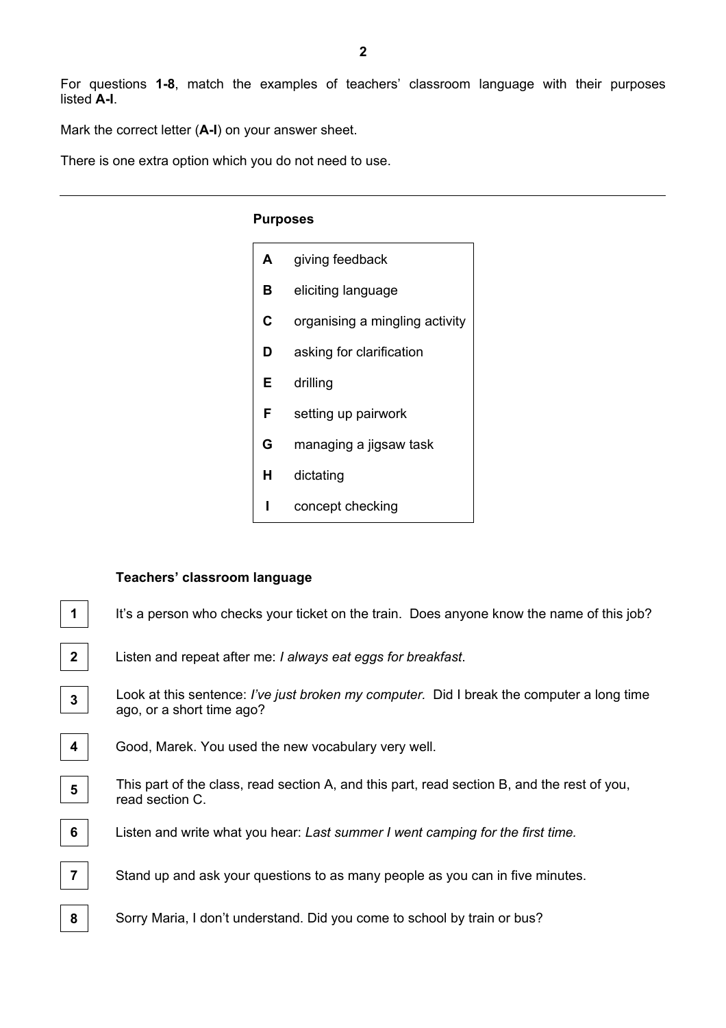For questions **1-8**, match the examples of teachers' classroom language with their purposes listed **A-I**.

Mark the correct letter (**A-I**) on your answer sheet.

There is one extra option which you do not need to use.

---

**Purposes**

**A** giving feedback

**B** eliciting language

**C** organising a mingling activity

**D** asking for clarification

**E** drilling

**F** setting up pairwork

**G** managing a jigsaw task

**H** dictating

**I** concept checking

**Teachers' classroom language**

**1** It's a person who checks your ticket on the train. Does anyone know the name of this job?

**2** Listen and repeat after me: *I always eat eggs for breakfast*.

**3** Look at this sentence: *I've just broken my computer.* Did I break the computer a long time ago, or a short time ago?

**4** Good, Marek. You used the new vocabulary very well.

**5** This part of the class, read section A, and this part, read section B, and the rest of you, read section C.

**6** Listen and write what you hear: *Last summer I went camping for the first time.*

**7** Stand up and ask your questions to as many people as you can in five minutes.

**8** Sorry Maria, I don't understand. Did you come to school by train or bus?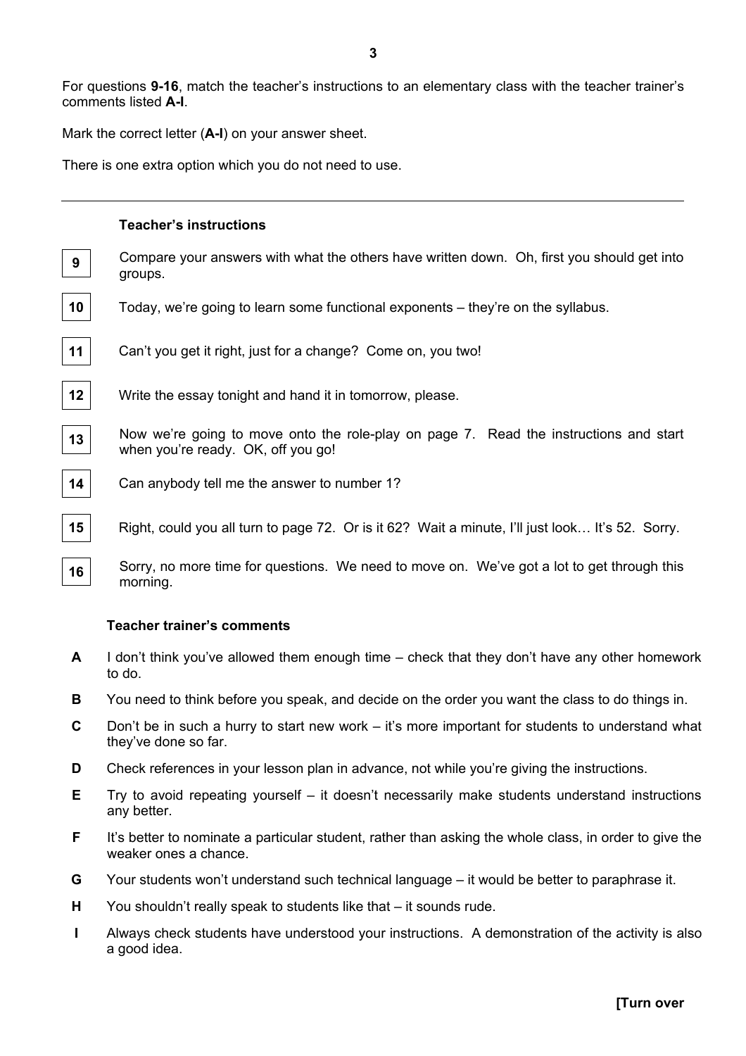For questions **9-16**, match the teacher's instructions to an elementary class with the teacher trainer's comments listed **A-I**.

Mark the correct letter (**A-I**) on your answer sheet.

There is one extra option which you do not need to use.

---

**Teacher's instructions**

**9** Compare your answers with what the others have written down. Oh, first you should get into groups.

**10** Today, we're going to learn some functional exponents – they're on the syllabus.

**11** Can't you get it right, just for a change? Come on, you two!

**12** Write the essay tonight and hand it in tomorrow, please.

**13** Now we're going to move onto the role-play on page 7. Read the instructions and start when you're ready. OK, off you go!

**14** Can anybody tell me the answer to number 1?

**15** Right, could you all turn to page 72. Or is it 62? Wait a minute, I'll just look… It's 52. Sorry.

**16** Sorry, no more time for questions. We need to move on. We've got a lot to get through this morning.

**Teacher trainer's comments**

**A** I don't think you've allowed them enough time – check that they don't have any other homework to do.

**B** You need to think before you speak, and decide on the order you want the class to do things in.

**C** Don't be in such a hurry to start new work – it's more important for students to understand what they've done so far.

**D** Check references in your lesson plan in advance, not while you're giving the instructions.

**E** Try to avoid repeating yourself – it doesn't necessarily make students understand instructions any better.

**F** It's better to nominate a particular student, rather than asking the whole class, in order to give the weaker ones a chance.

**G** Your students won't understand such technical language – it would be better to paraphrase it.

**H** You shouldn't really speak to students like that – it sounds rude.

**I** Always check students have understood your instructions. A demonstration of the activity is also a good idea.

**[Turn over**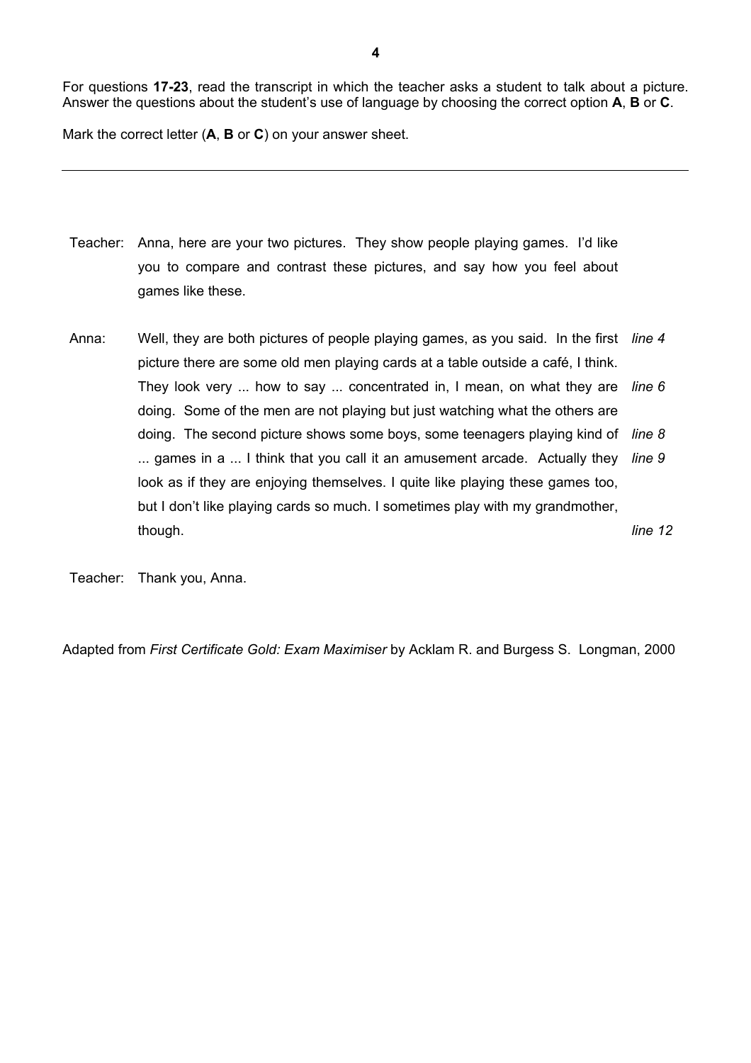For questions **17-23**, read the transcript in which the teacher asks a student to talk about a picture. Answer the questions about the student's use of language by choosing the correct option **A**, **B** or **C**.

Mark the correct letter (**A**, **B** or **C**) on your answer sheet.

---

Teacher: Anna, here are your two pictures. They show people playing games. I'd like you to compare and contrast these pictures, and say how you feel about games like these.

Anna: Well, they are both pictures of people playing games, as you said. In the first *line 4* picture there are some old men playing cards at a table outside a café, I think. They look very ... how to say ... concentrated in, I mean, on what they are *line 6* doing. Some of the men are not playing but just watching what the others are doing. The second picture shows some boys, some teenagers playing kind of *line 8* ... games in a ... I think that you call it an amusement arcade. Actually they *line 9* look as if they are enjoying themselves. I quite like playing these games too, but I don't like playing cards so much. I sometimes play with my grandmother, though. *line 12*

Teacher: Thank you, Anna.

Adapted from *First Certificate Gold: Exam Maximiser* by Acklam R. and Burgess S. Longman, 2000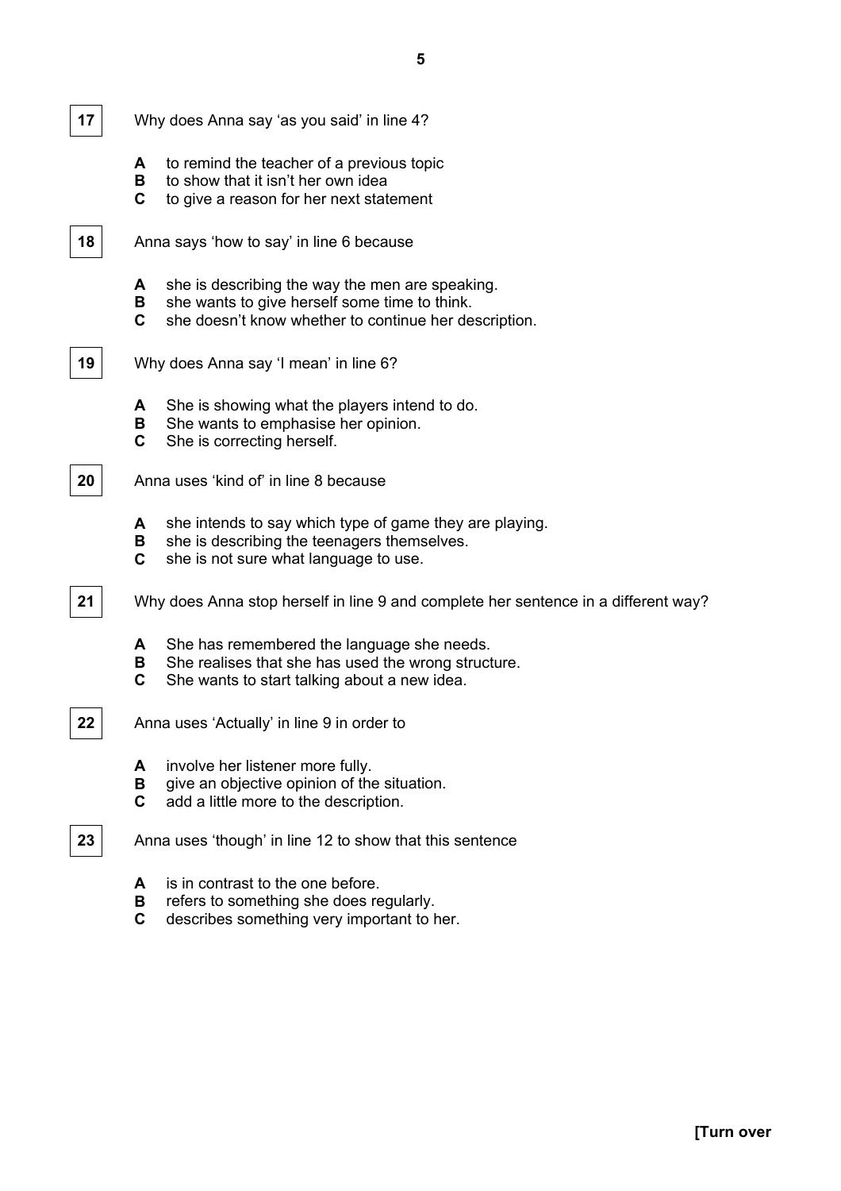**17** Why does Anna say 'as you said' in line 4?

- **A** to remind the teacher of a previous topic
- **B** to show that it isn't her own idea
- **C** to give a reason for her next statement

**18** Anna says 'how to say' in line 6 because

- **A** she is describing the way the men are speaking.
- **B** she wants to give herself some time to think.
- **C** she doesn't know whether to continue her description.

**19** Why does Anna say 'I mean' in line 6?

- **A** She is showing what the players intend to do.
- **B** She wants to emphasise her opinion.
- **C** She is correcting herself.

**20** Anna uses 'kind of' in line 8 because

- **A** she intends to say which type of game they are playing.
- **B** she is describing the teenagers themselves.
- **C** she is not sure what language to use.

**21** Why does Anna stop herself in line 9 and complete her sentence in a different way?

- **A** She has remembered the language she needs.
- **B** She realises that she has used the wrong structure.
- **C** She wants to start talking about a new idea.

**22** Anna uses 'Actually' in line 9 in order to

- **A** involve her listener more fully.
- **B** give an objective opinion of the situation.
- **C** add a little more to the description.

**23** Anna uses 'though' in line 12 to show that this sentence

- **A** is in contrast to the one before.
- **B** refers to something she does regularly.
- **C** describes something very important to her.

**[Turn over**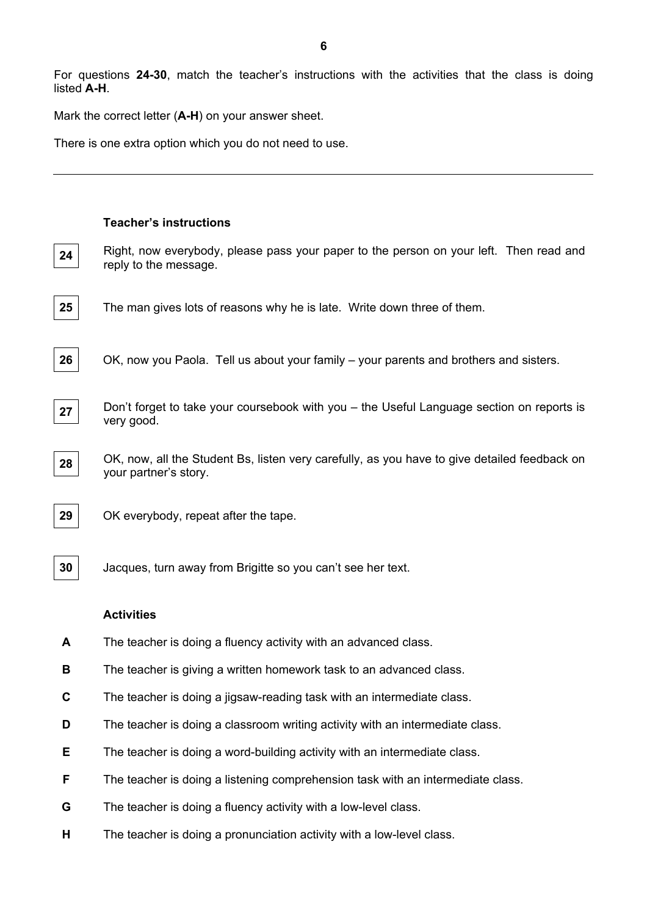For questions **24-30**, match the teacher's instructions with the activities that the class is doing listed **A-H**.

Mark the correct letter (**A-H**) on your answer sheet.

There is one extra option which you do not need to use.

---

**Teacher's instructions**

**24** Right, now everybody, please pass your paper to the person on your left. Then read and reply to the message.

**25** The man gives lots of reasons why he is late. Write down three of them.

**26** OK, now you Paola. Tell us about your family – your parents and brothers and sisters.

**27** Don't forget to take your coursebook with you – the Useful Language section on reports is very good.

**28** OK, now, all the Student Bs, listen very carefully, as you have to give detailed feedback on your partner's story.

**29** OK everybody, repeat after the tape.

**30** Jacques, turn away from Brigitte so you can't see her text.

**Activities**

**A** The teacher is doing a fluency activity with an advanced class.

**B** The teacher is giving a written homework task to an advanced class.

**C** The teacher is doing a jigsaw-reading task with an intermediate class.

**D** The teacher is doing a classroom writing activity with an intermediate class.

**E** The teacher is doing a word-building activity with an intermediate class.

**F** The teacher is doing a listening comprehension task with an intermediate class.

**G** The teacher is doing a fluency activity with a low-level class.

**H** The teacher is doing a pronunciation activity with a low-level class.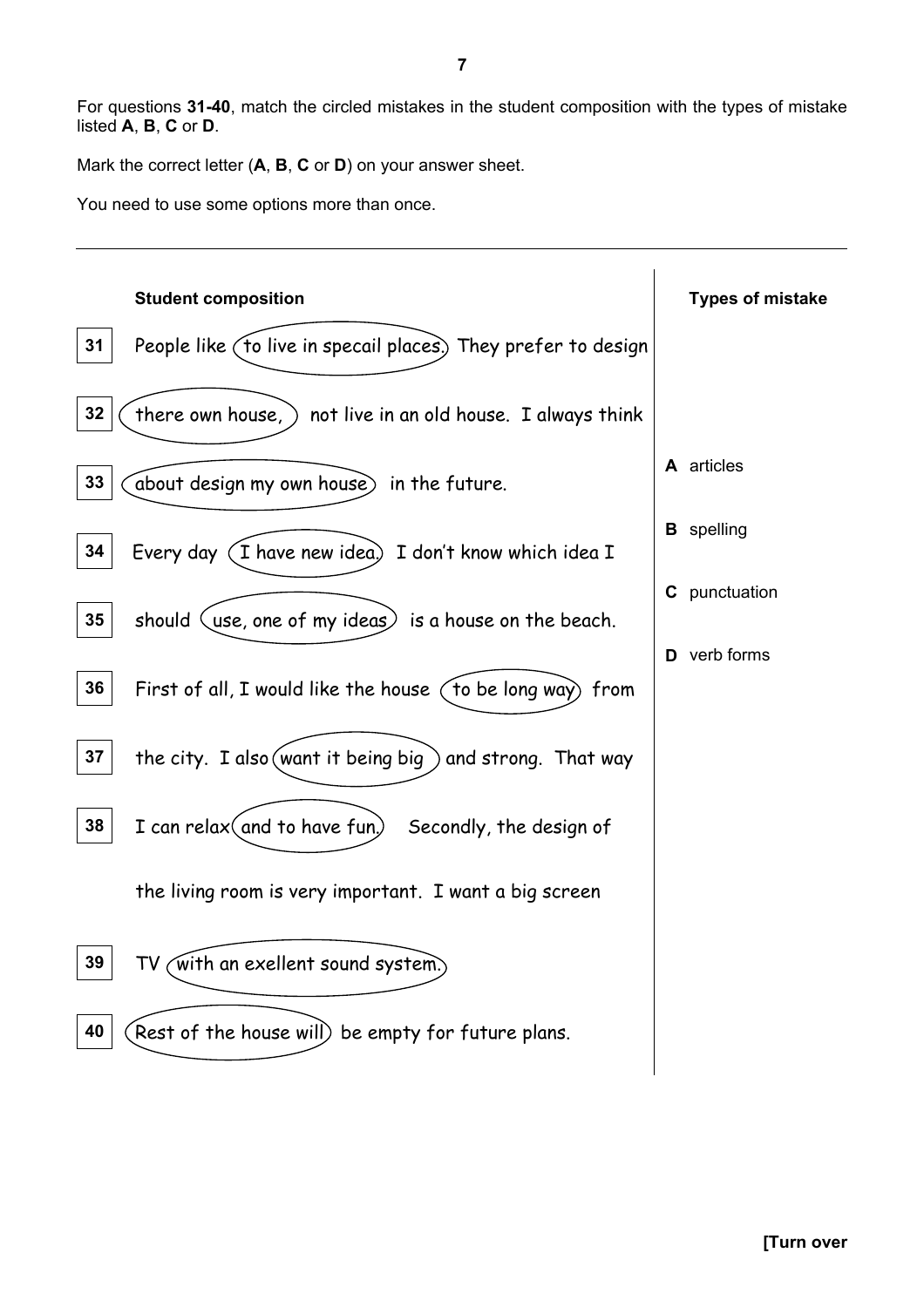For questions **31-40**, match the circled mistakes in the student composition with the types of mistake listed **A**, **B**, **C** or **D**.

Mark the correct letter (**A**, **B**, **C** or **D**) on your answer sheet.

You need to use some options more than once.

---

| | **Student composition** | **Types of mistake** |
|---|---|---|
| **31** | People like (to live in specail places.) They prefer to design | |
| **32** | (there own house,) not live in an old house. I always think | |
| **33** | (about design my own house) in the future. | **A** articles |
| **34** | Every day (I have new idea.) I don't know which idea I | **B** spelling |
| **35** | should (use, one of my ideas) is a house on the beach. | **C** punctuation |
| **36** | First of all, I would like the house (to be long way) from | **D** verb forms |
| **37** | the city. I also (want it being big) and strong. That way | |
| **38** | I can relax (and to have fun.) Secondly, the design of | |
| | the living room is very important. I want a big screen | |
| **39** | TV (with an exellent sound system.) | |
| **40** | (Rest of the house will) be empty for future plans. | |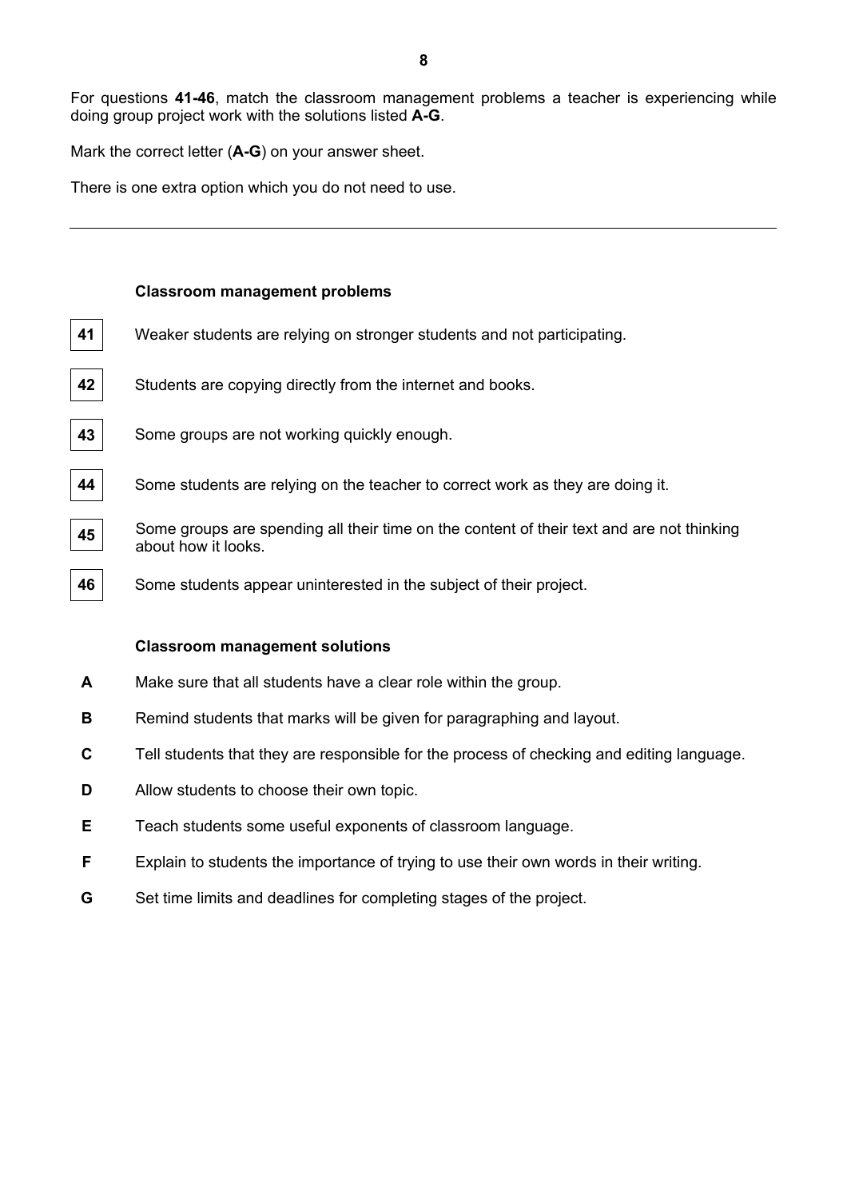For questions **41-46**, match the classroom management problems a teacher is experiencing while doing group project work with the solutions listed **A-G**.

Mark the correct letter (**A-G**) on your answer sheet.

There is one extra option which you do not need to use.

---

**Classroom management problems**

**41** Weaker students are relying on stronger students and not participating.

**42** Students are copying directly from the internet and books.

**43** Some groups are not working quickly enough.

**44** Some students are relying on the teacher to correct work as they are doing it.

**45** Some groups are spending all their time on the content of their text and are not thinking about how it looks.

**46** Some students appear uninterested in the subject of their project.

**Classroom management solutions**

**A** Make sure that all students have a clear role within the group.

**B** Remind students that marks will be given for paragraphing and layout.

**C** Tell students that they are responsible for the process of checking and editing language.

**D** Allow students to choose their own topic.

**E** Teach students some useful exponents of classroom language.

**F** Explain to students the importance of trying to use their own words in their writing.

**G** Set time limits and deadlines for completing stages of the project.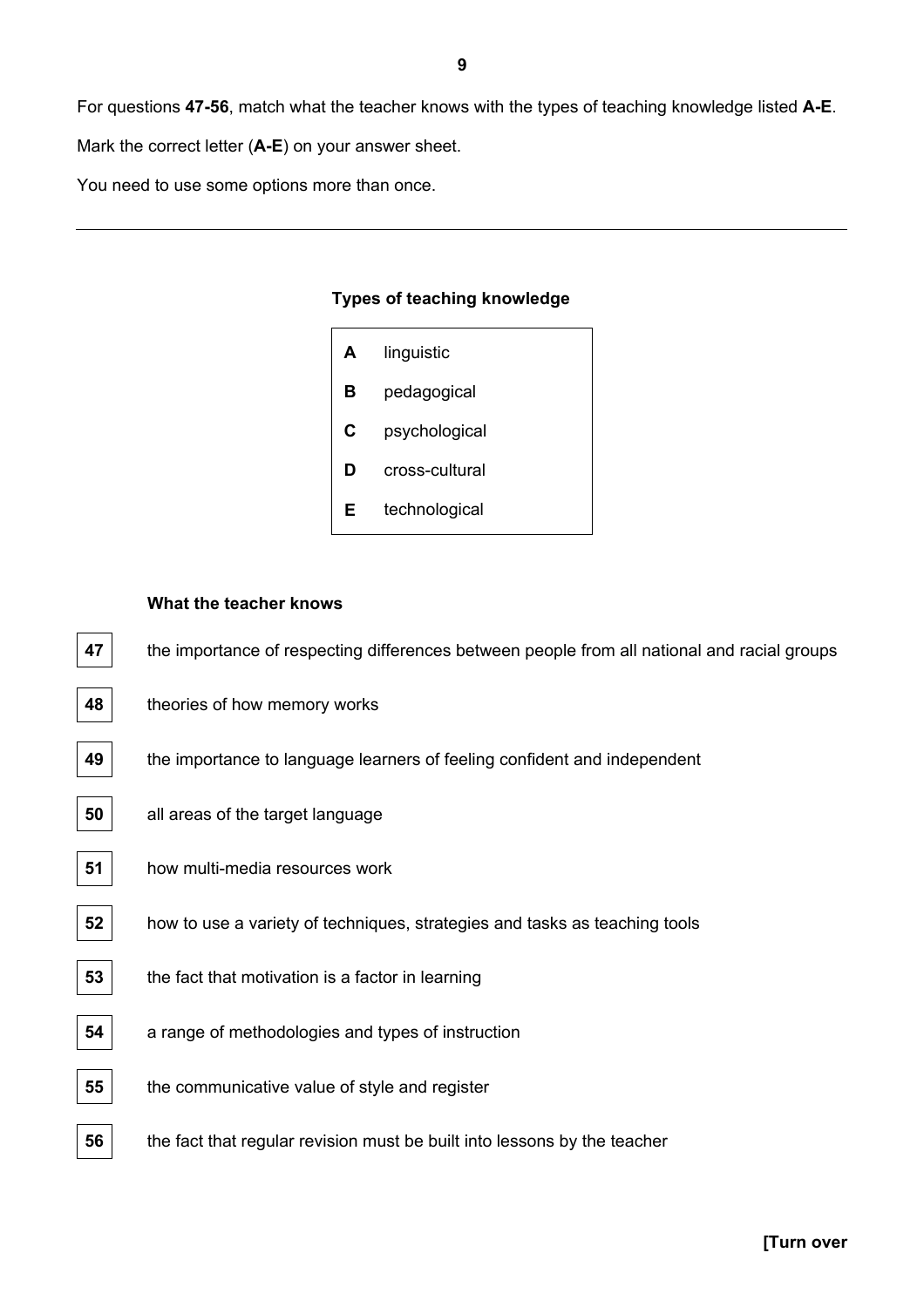For questions **47-56**, match what the teacher knows with the types of teaching knowledge listed **A-E**.

Mark the correct letter (**A-E**) on your answer sheet.

You need to use some options more than once.

---

**Types of teaching knowledge**

| | |
|---|---|
| **A** | linguistic |
| **B** | pedagogical |
| **C** | psychological |
| **D** | cross-cultural |
| **E** | technological |

**What the teacher knows**

**47** the importance of respecting differences between people from all national and racial groups

**48** theories of how memory works

**49** the importance to language learners of feeling confident and independent

**50** all areas of the target language

**51** how multi-media resources work

**52** how to use a variety of techniques, strategies and tasks as teaching tools

**53** the fact that motivation is a factor in learning

**54** a range of methodologies and types of instruction

**55** the communicative value of style and register

**56** the fact that regular revision must be built into lessons by the teacher

**[Turn over**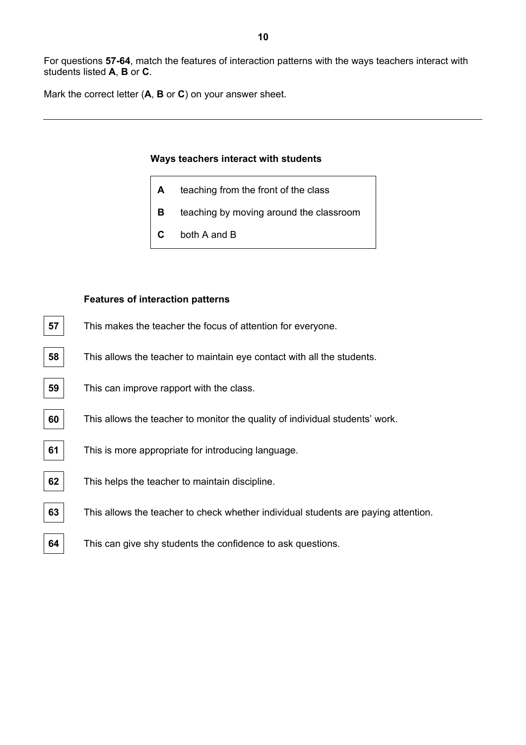For questions **57-64**, match the features of interaction patterns with the ways teachers interact with students listed **A**, **B** or **C**.

Mark the correct letter (**A**, **B** or **C**) on your answer sheet.

---

**Ways teachers interact with students**

| | |
|---|---|
| **A** | teaching from the front of the class |
| **B** | teaching by moving around the classroom |
| **C** | both A and B |

**Features of interaction patterns**

**57** This makes the teacher the focus of attention for everyone.

**58** This allows the teacher to maintain eye contact with all the students.

**59** This can improve rapport with the class.

**60** This allows the teacher to monitor the quality of individual students' work.

**61** This is more appropriate for introducing language.

**62** This helps the teacher to maintain discipline.

**63** This allows the teacher to check whether individual students are paying attention.

**64** This can give shy students the confidence to ask questions.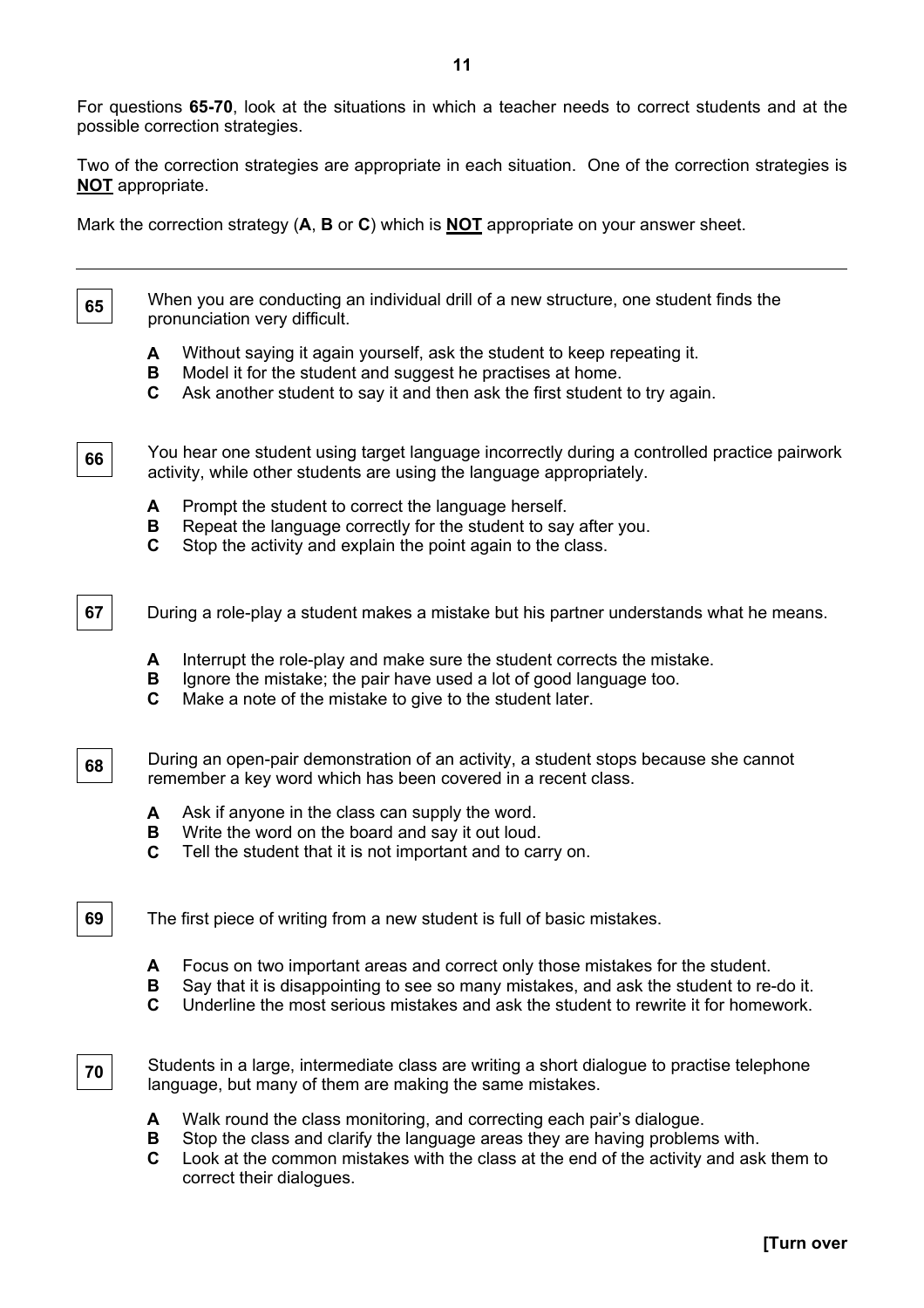For questions **65-70**, look at the situations in which a teacher needs to correct students and at the possible correction strategies.

Two of the correction strategies are appropriate in each situation. One of the correction strategies is **NOT** appropriate.

Mark the correction strategy (**A**, **B** or **C**) which is **NOT** appropriate on your answer sheet.

---

**65** When you are conducting an individual drill of a new structure, one student finds the pronunciation very difficult.

- **A** Without saying it again yourself, ask the student to keep repeating it.
- **B** Model it for the student and suggest he practises at home.
- **C** Ask another student to say it and then ask the first student to try again.

**66** You hear one student using target language incorrectly during a controlled practice pairwork activity, while other students are using the language appropriately.

- **A** Prompt the student to correct the language herself.
- **B** Repeat the language correctly for the student to say after you.
- **C** Stop the activity and explain the point again to the class.

**67** During a role-play a student makes a mistake but his partner understands what he means.

- **A** Interrupt the role-play and make sure the student corrects the mistake.
- **B** Ignore the mistake; the pair have used a lot of good language too.
- **C** Make a note of the mistake to give to the student later.

**68** During an open-pair demonstration of an activity, a student stops because she cannot remember a key word which has been covered in a recent class.

- **A** Ask if anyone in the class can supply the word.
- **B** Write the word on the board and say it out loud.
- **C** Tell the student that it is not important and to carry on.

**69** The first piece of writing from a new student is full of basic mistakes.

- **A** Focus on two important areas and correct only those mistakes for the student.
- **B** Say that it is disappointing to see so many mistakes, and ask the student to re-do it.
- **C** Underline the most serious mistakes and ask the student to rewrite it for homework.

**70** Students in a large, intermediate class are writing a short dialogue to practise telephone language, but many of them are making the same mistakes.

- **A** Walk round the class monitoring, and correcting each pair's dialogue.
- **B** Stop the class and clarify the language areas they are having problems with.
- **C** Look at the common mistakes with the class at the end of the activity and ask them to correct their dialogues.

**[Turn over**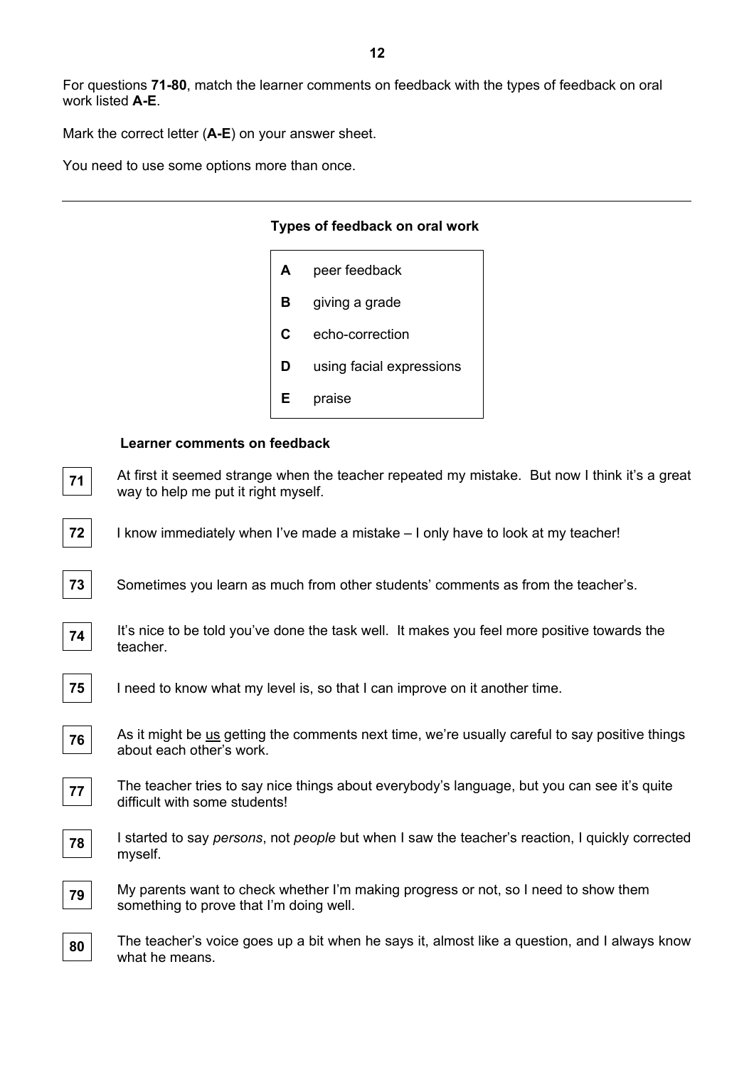For questions **71-80**, match the learner comments on feedback with the types of feedback on oral work listed **A-E**.

Mark the correct letter (**A-E**) on your answer sheet.

You need to use some options more than once.

---

**Types of feedback on oral work**

| | |
|---|---|
| **A** | peer feedback |
| **B** | giving a grade |
| **C** | echo-correction |
| **D** | using facial expressions |
| **E** | praise |

**Learner comments on feedback**

**71** At first it seemed strange when the teacher repeated my mistake. But now I think it's a great way to help me put it right myself.

**72** I know immediately when I've made a mistake – I only have to look at my teacher!

**73** Sometimes you learn as much from other students' comments as from the teacher's.

**74** It's nice to be told you've done the task well. It makes you feel more positive towards the teacher.

**75** I need to know what my level is, so that I can improve on it another time.

**76** As it might be <u>us</u> getting the comments next time, we're usually careful to say positive things about each other's work.

**77** The teacher tries to say nice things about everybody's language, but you can see it's quite difficult with some students!

**78** I started to say *persons*, not *people* but when I saw the teacher's reaction, I quickly corrected myself.

**79** My parents want to check whether I'm making progress or not, so I need to show them something to prove that I'm doing well.

**80** The teacher's voice goes up a bit when he says it, almost like a question, and I always know what he means.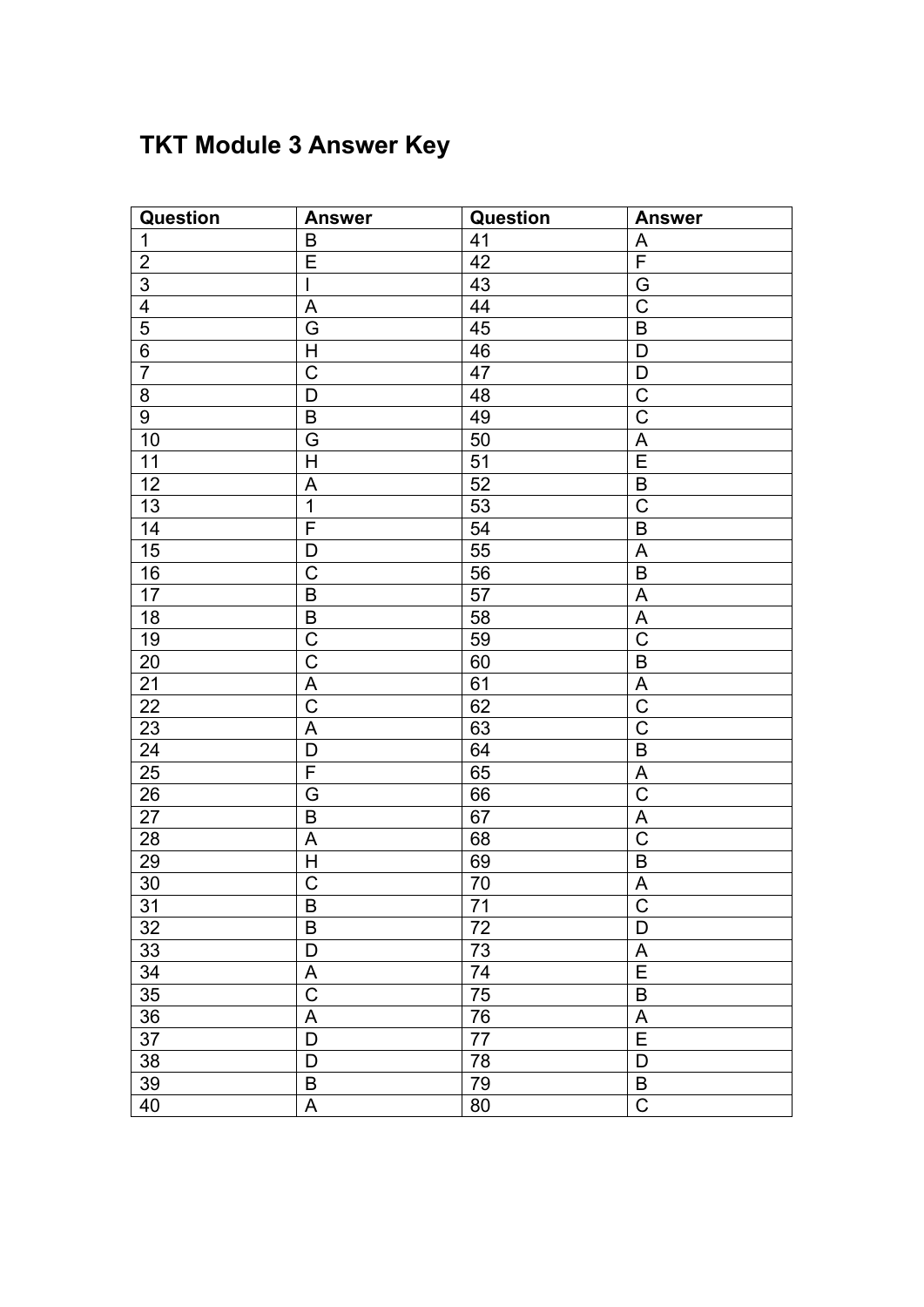# TKT Module 3 Answer Key

| Question | Answer | Question | Answer |
|---|---|---|---|
| 1 | B | 41 | A |
| 2 | E | 42 | F |
| 3 | I | 43 | G |
| 4 | A | 44 | C |
| 5 | G | 45 | B |
| 6 | H | 46 | D |
| 7 | C | 47 | D |
| 8 | D | 48 | C |
| 9 | B | 49 | C |
| 10 | G | 50 | A |
| 11 | H | 51 | E |
| 12 | A | 52 | B |
| 13 | 1 | 53 | C |
| 14 | F | 54 | B |
| 15 | D | 55 | A |
| 16 | C | 56 | B |
| 17 | B | 57 | A |
| 18 | B | 58 | A |
| 19 | C | 59 | C |
| 20 | C | 60 | B |
| 21 | A | 61 | A |
| 22 | C | 62 | C |
| 23 | A | 63 | C |
| 24 | D | 64 | B |
| 25 | F | 65 | A |
| 26 | G | 66 | C |
| 27 | B | 67 | A |
| 28 | A | 68 | C |
| 29 | H | 69 | B |
| 30 | C | 70 | A |
| 31 | B | 71 | C |
| 32 | B | 72 | D |
| 33 | D | 73 | A |
| 34 | A | 74 | E |
| 35 | C | 75 | B |
| 36 | A | 76 | A |
| 37 | D | 77 | E |
| 38 | D | 78 | D |
| 39 | B | 79 | B |
| 40 | A | 80 | C |